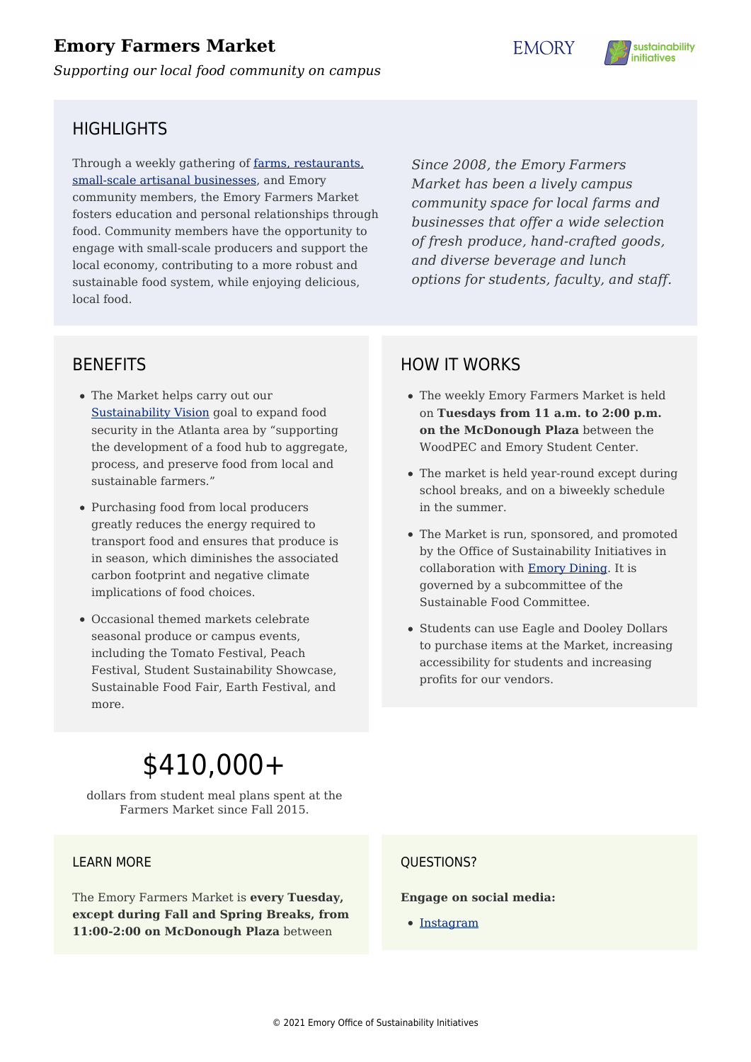# Emory Farmers Market

*Supporting our local food community on campus*

## HIGHLIGHTS

Through a weekly gathering of farms, restaurants, small-scale artisanal businesses, and Emory community members, the Emory Farmers Market fosters education and personal relationships through food. Community members have the opportunity to engage with small-scale producers and support the local economy, contributing to a more robust and sustainable food system, while enjoying delicious, local food.

*Since 2008, the Emory Farmers Market has been a lively campus community space for local farms and businesses that offer a wide selection of fresh produce, hand-crafted goods, and diverse beverage and lunch options for students, faculty, and staff.*

## BENEFITS

- The Market helps carry out our Sustainability Vision goal to expand food security in the Atlanta area by "supporting the development of a food hub to aggregate, process, and preserve food from local and sustainable farmers."
- Purchasing food from local producers greatly reduces the energy required to transport food and ensures that produce is in season, which diminishes the associated carbon footprint and negative climate implications of food choices.
- Occasional themed markets celebrate seasonal produce or campus events, including the Tomato Festival, Peach Festival, Student Sustainability Showcase, Sustainable Food Fair, Earth Festival, and more.

## HOW IT WORKS

- The weekly Emory Farmers Market is held on **Tuesdays from 11 a.m. to 2:00 p.m. on the McDonough Plaza** between the WoodPEC and Emory Student Center.
- The market is held year-round except during school breaks, and on a biweekly schedule in the summer.
- The Market is run, sponsored, and promoted by the Office of Sustainability Initiatives in collaboration with Emory Dining. It is governed by a subcommittee of the Sustainable Food Committee.
- Students can use Eagle and Dooley Dollars to purchase items at the Market, increasing accessibility for students and increasing profits for our vendors.

# $410,000+

dollars from student meal plans spent at the Farmers Market since Fall 2015.

## LEARN MORE

The Emory Farmers Market is **every Tuesday, except during Fall and Spring Breaks, from 11:00-2:00 on McDonough Plaza** between

## QUESTIONS?

**Engage on social media:**

- Instagram

© 2021 Emory Office of Sustainability Initiatives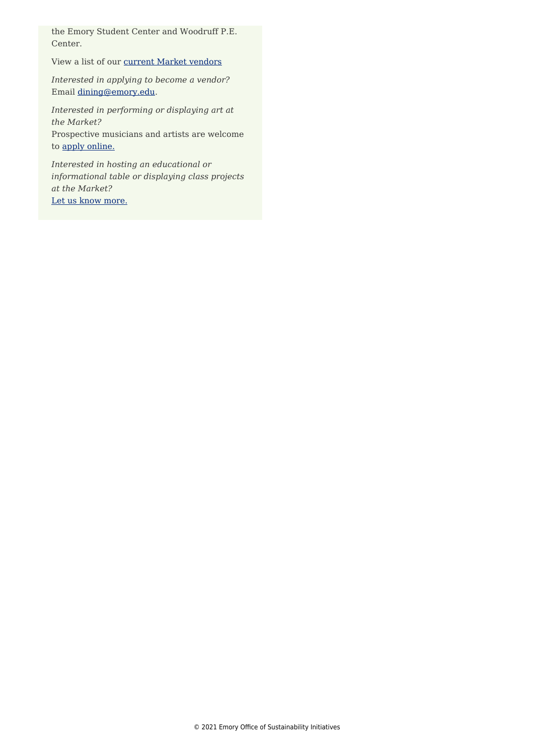the Emory Student Center and Woodruff P.E. Center.

View a list of our current Market vendors

*Interested in applying to become a vendor?*
Email dining@emory.edu.

*Interested in performing or displaying art at the Market?*
Prospective musicians and artists are welcome to apply online.

*Interested in hosting an educational or informational table or displaying class projects at the Market?*
Let us know more.